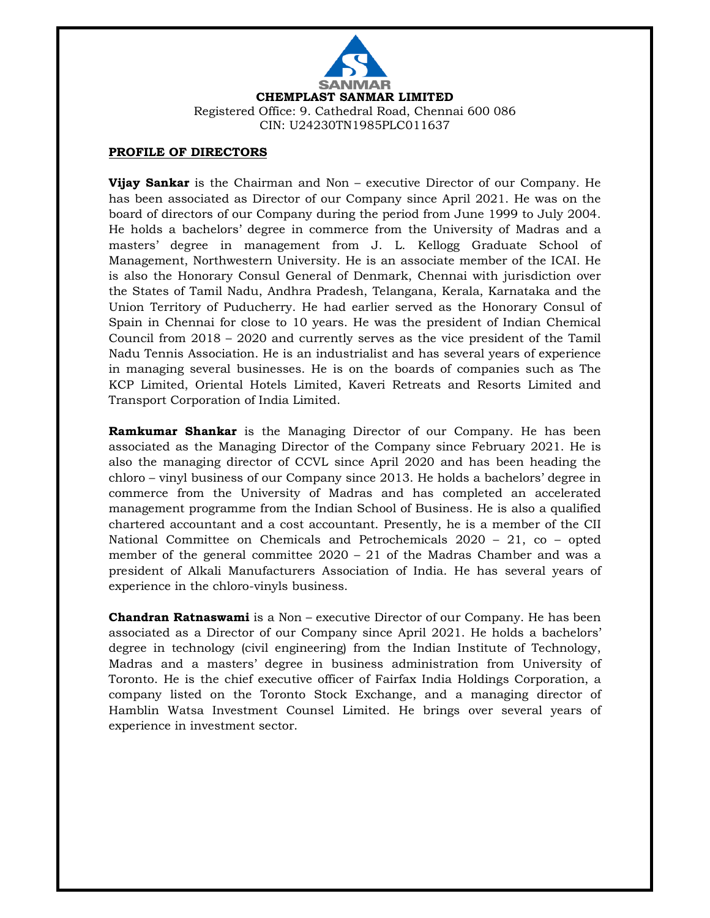SANMAR

**CHEMPLAST SANMAR LIMITED**

Registered Office: 9. Cathedral Road, Chennai 600 086

CIN: U24230TN1985PLC011637

## PROFILE OF DIRECTORS

**Vijay Sankar** is the Chairman and Non – executive Director of our Company. He has been associated as Director of our Company since April 2021. He was on the board of directors of our Company during the period from June 1999 to July 2004. He holds a bachelors' degree in commerce from the University of Madras and a masters' degree in management from J. L. Kellogg Graduate School of Management, Northwestern University. He is an associate member of the ICAI. He is also the Honorary Consul General of Denmark, Chennai with jurisdiction over the States of Tamil Nadu, Andhra Pradesh, Telangana, Kerala, Karnataka and the Union Territory of Puducherry. He had earlier served as the Honorary Consul of Spain in Chennai for close to 10 years. He was the president of Indian Chemical Council from 2018 – 2020 and currently serves as the vice president of the Tamil Nadu Tennis Association. He is an industrialist and has several years of experience in managing several businesses. He is on the boards of companies such as The KCP Limited, Oriental Hotels Limited, Kaveri Retreats and Resorts Limited and Transport Corporation of India Limited.

**Ramkumar Shankar** is the Managing Director of our Company. He has been associated as the Managing Director of the Company since February 2021. He is also the managing director of CCVL since April 2020 and has been heading the chloro – vinyl business of our Company since 2013. He holds a bachelors' degree in commerce from the University of Madras and has completed an accelerated management programme from the Indian School of Business. He is also a qualified chartered accountant and a cost accountant. Presently, he is a member of the CII National Committee on Chemicals and Petrochemicals 2020 – 21, co – opted member of the general committee 2020 – 21 of the Madras Chamber and was a president of Alkali Manufacturers Association of India. He has several years of experience in the chloro-vinyls business.

**Chandran Ratnaswami** is a Non – executive Director of our Company. He has been associated as a Director of our Company since April 2021. He holds a bachelors' degree in technology (civil engineering) from the Indian Institute of Technology, Madras and a masters' degree in business administration from University of Toronto. He is the chief executive officer of Fairfax India Holdings Corporation, a company listed on the Toronto Stock Exchange, and a managing director of Hamblin Watsa Investment Counsel Limited. He brings over several years of experience in investment sector.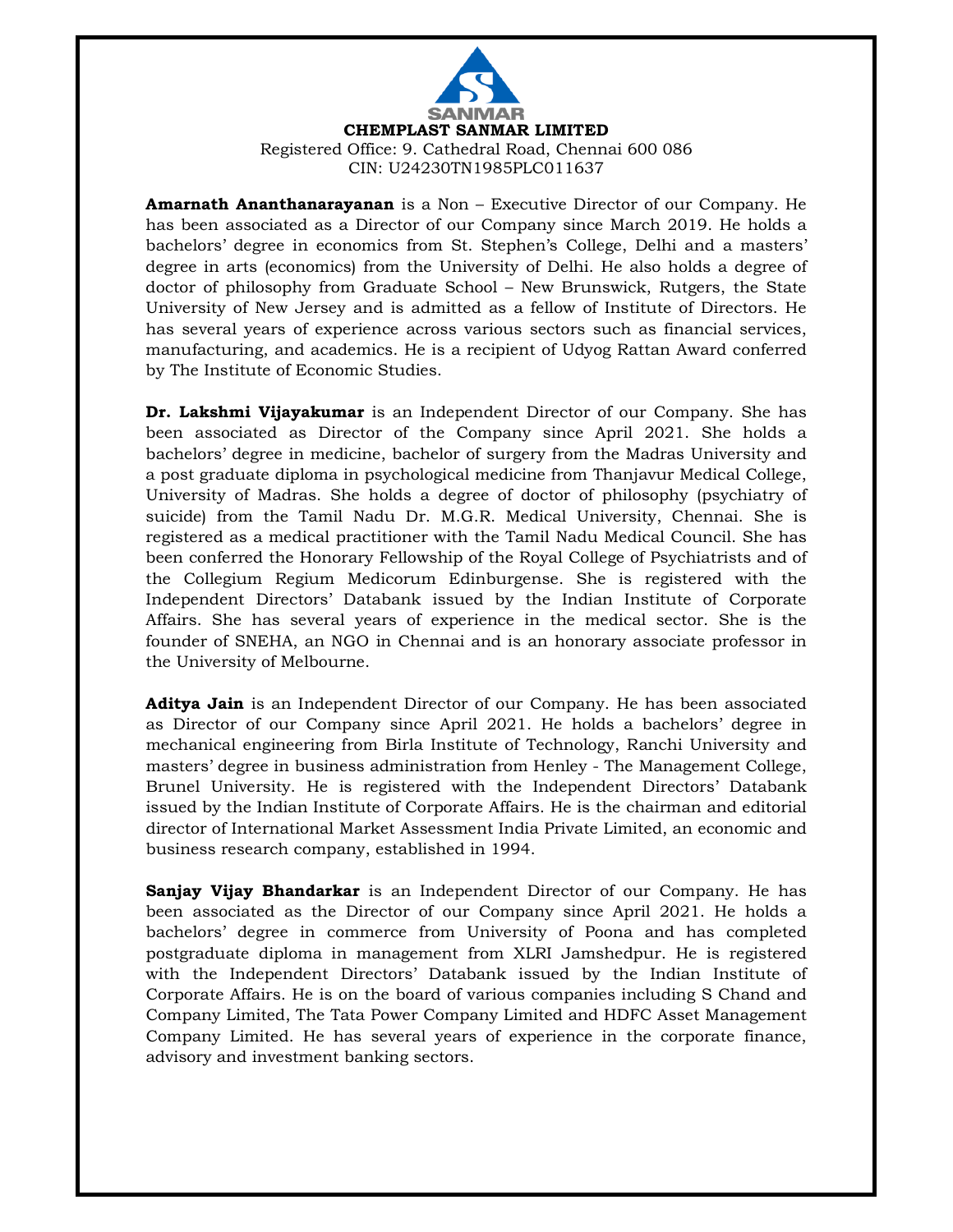**CHEMPLAST SANMAR LIMITED**

Registered Office: 9. Cathedral Road, Chennai 600 086

CIN: U24230TN1985PLC011637

**Amarnath Ananthanarayanan** is a Non – Executive Director of our Company. He has been associated as a Director of our Company since March 2019. He holds a bachelors' degree in economics from St. Stephen's College, Delhi and a masters' degree in arts (economics) from the University of Delhi. He also holds a degree of doctor of philosophy from Graduate School – New Brunswick, Rutgers, the State University of New Jersey and is admitted as a fellow of Institute of Directors. He has several years of experience across various sectors such as financial services, manufacturing, and academics. He is a recipient of Udyog Rattan Award conferred by The Institute of Economic Studies.

**Dr. Lakshmi Vijayakumar** is an Independent Director of our Company. She has been associated as Director of the Company since April 2021. She holds a bachelors' degree in medicine, bachelor of surgery from the Madras University and a post graduate diploma in psychological medicine from Thanjavur Medical College, University of Madras. She holds a degree of doctor of philosophy (psychiatry of suicide) from the Tamil Nadu Dr. M.G.R. Medical University, Chennai. She is registered as a medical practitioner with the Tamil Nadu Medical Council. She has been conferred the Honorary Fellowship of the Royal College of Psychiatrists and of the Collegium Regium Medicorum Edinburgense. She is registered with the Independent Directors' Databank issued by the Indian Institute of Corporate Affairs. She has several years of experience in the medical sector. She is the founder of SNEHA, an NGO in Chennai and is an honorary associate professor in the University of Melbourne.

**Aditya Jain** is an Independent Director of our Company. He has been associated as Director of our Company since April 2021. He holds a bachelors' degree in mechanical engineering from Birla Institute of Technology, Ranchi University and masters' degree in business administration from Henley - The Management College, Brunel University. He is registered with the Independent Directors' Databank issued by the Indian Institute of Corporate Affairs. He is the chairman and editorial director of International Market Assessment India Private Limited, an economic and business research company, established in 1994.

**Sanjay Vijay Bhandarkar** is an Independent Director of our Company. He has been associated as the Director of our Company since April 2021. He holds a bachelors' degree in commerce from University of Poona and has completed postgraduate diploma in management from XLRI Jamshedpur. He is registered with the Independent Directors' Databank issued by the Indian Institute of Corporate Affairs. He is on the board of various companies including S Chand and Company Limited, The Tata Power Company Limited and HDFC Asset Management Company Limited. He has several years of experience in the corporate finance, advisory and investment banking sectors.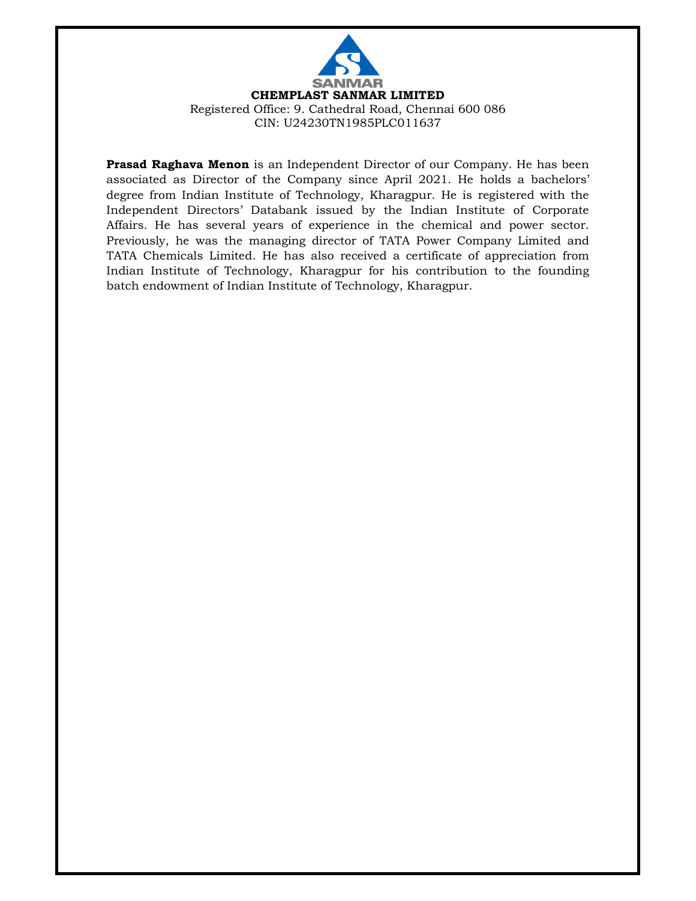**CHEMPLAST SANMAR LIMITED**

Registered Office: 9. Cathedral Road, Chennai 600 086

CIN: U24230TN1985PLC011637

**Prasad Raghava Menon** is an Independent Director of our Company. He has been associated as Director of the Company since April 2021. He holds a bachelors' degree from Indian Institute of Technology, Kharagpur. He is registered with the Independent Directors' Databank issued by the Indian Institute of Corporate Affairs. He has several years of experience in the chemical and power sector. Previously, he was the managing director of TATA Power Company Limited and TATA Chemicals Limited. He has also received a certificate of appreciation from Indian Institute of Technology, Kharagpur for his contribution to the founding batch endowment of Indian Institute of Technology, Kharagpur.